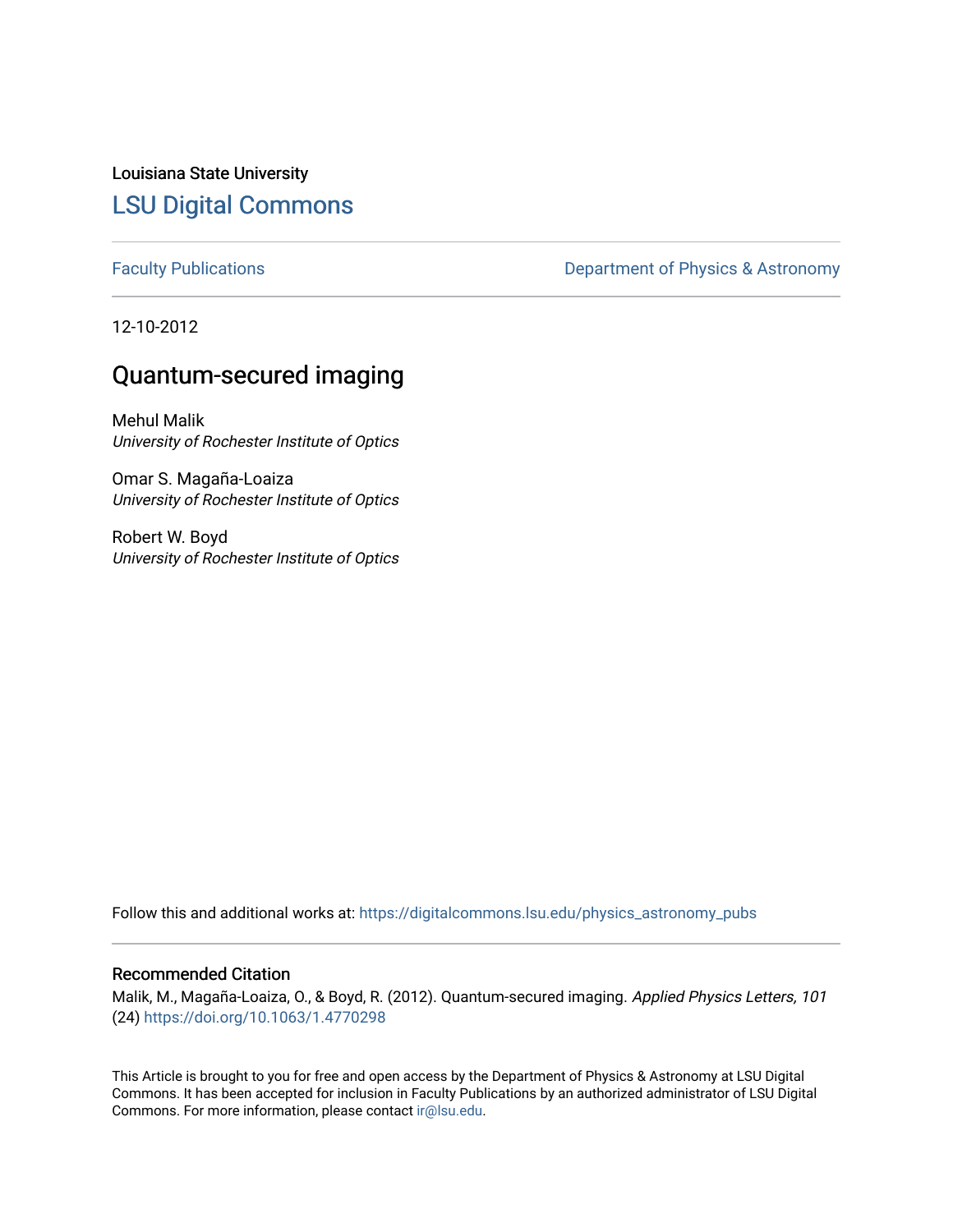Louisiana State University

# LSU Digital Commons

Faculty Publications | Department of Physics & Astronomy

12-10-2012

## Quantum-secured imaging

Mehul Malik
*University of Rochester Institute of Optics*

Omar S. Magaña-Loaiza
*University of Rochester Institute of Optics*

Robert W. Boyd
*University of Rochester Institute of Optics*

Follow this and additional works at: https://digitalcommons.lsu.edu/physics_astronomy_pubs

### Recommended Citation

Malik, M., Magaña-Loaiza, O., & Boyd, R. (2012). Quantum-secured imaging. *Applied Physics Letters, 101* (24) https://doi.org/10.1063/1.4770298

This Article is brought to you for free and open access by the Department of Physics & Astronomy at LSU Digital Commons. It has been accepted for inclusion in Faculty Publications by an authorized administrator of LSU Digital Commons. For more information, please contact ir@lsu.edu.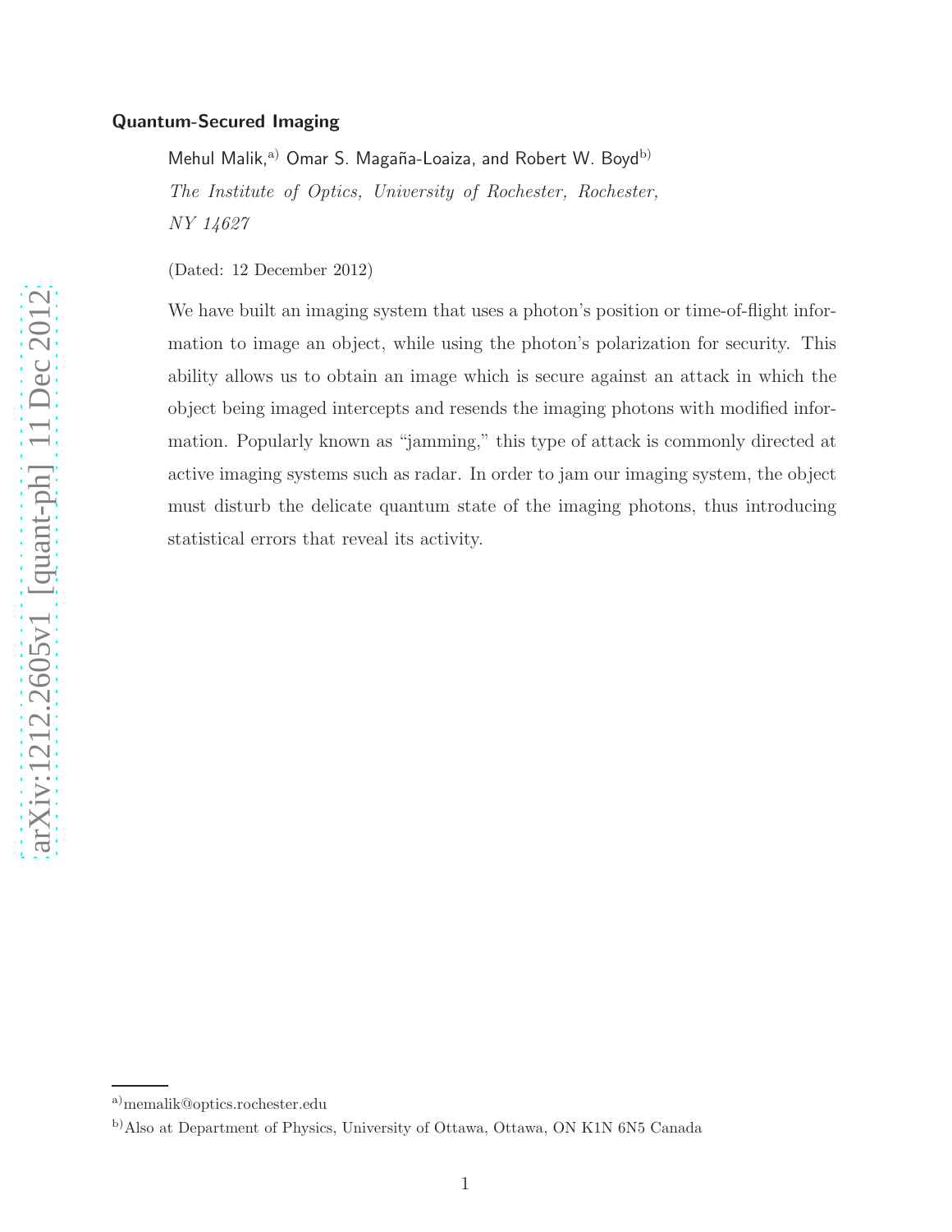# Quantum-Secured Imaging

Mehul Malik,[a] Omar S. Magaña-Loaiza, and Robert W. Boyd[b]

*The Institute of Optics, University of Rochester, Rochester, NY 14627*

(Dated: 12 December 2012)

We have built an imaging system that uses a photon's position or time-of-flight information to image an object, while using the photon's polarization for security. This ability allows us to obtain an image which is secure against an attack in which the object being imaged intercepts and resends the imaging photons with modified information. Popularly known as "jamming," this type of attack is commonly directed at active imaging systems such as radar. In order to jam our imaging system, the object must disturb the delicate quantum state of the imaging photons, thus introducing statistical errors that reveal its activity.

---

[a] memalik@optics.rochester.edu

[b] Also at Department of Physics, University of Ottawa, Ottawa, ON K1N 6N5 Canada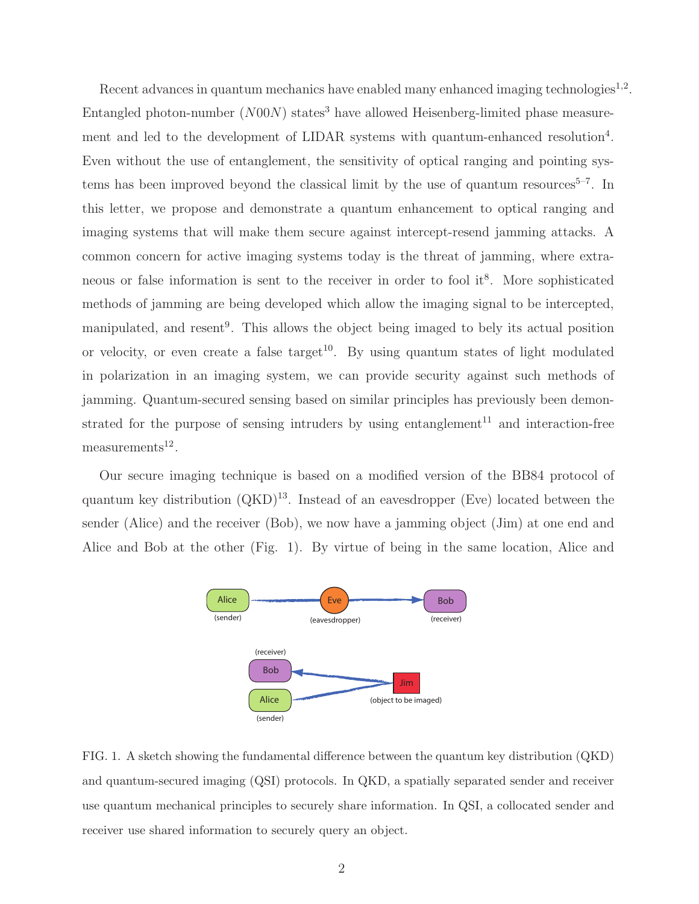Recent advances in quantum mechanics have enabled many enhanced imaging technologies[1,2]. Entangled photon-number ($N00N$) states[3] have allowed Heisenberg-limited phase measurement and led to the development of LIDAR systems with quantum-enhanced resolution[4]. Even without the use of entanglement, the sensitivity of optical ranging and pointing systems has been improved beyond the classical limit by the use of quantum resources[5–7]. In this letter, we propose and demonstrate a quantum enhancement to optical ranging and imaging systems that will make them secure against intercept-resend jamming attacks. A common concern for active imaging systems today is the threat of jamming, where extraneous or false information is sent to the receiver in order to fool it[8]. More sophisticated methods of jamming are being developed which allow the imaging signal to be intercepted, manipulated, and resent[9]. This allows the object being imaged to bely its actual position or velocity, or even create a false target[10]. By using quantum states of light modulated in polarization in an imaging system, we can provide security against such methods of jamming. Quantum-secured sensing based on similar principles has previously been demonstrated for the purpose of sensing intruders by using entanglement[11] and interaction-free measurements[12].

Our secure imaging technique is based on a modified version of the BB84 protocol of quantum key distribution (QKD)[13]. Instead of an eavesdropper (Eve) located between the sender (Alice) and the receiver (Bob), we now have a jamming object (Jim) at one end and Alice and Bob at the other (Fig. 1). By virtue of being in the same location, Alice and

FIG. 1. A sketch showing the fundamental difference between the quantum key distribution (QKD) and quantum-secured imaging (QSI) protocols. In QKD, a spatially separated sender and receiver use quantum mechanical principles to securely share information. In QSI, a collocated sender and receiver use shared information to securely query an object.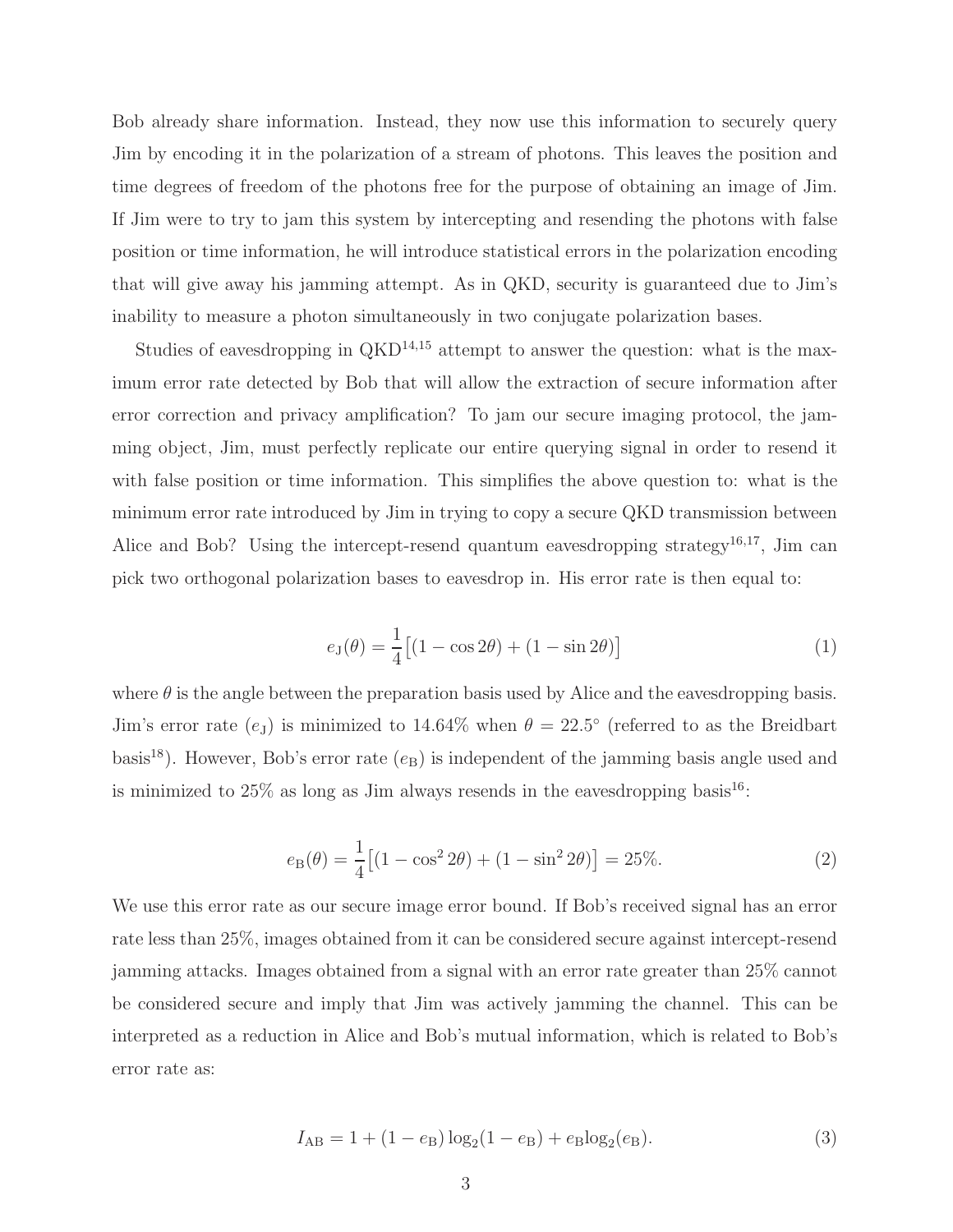Bob already share information. Instead, they now use this information to securely query Jim by encoding it in the polarization of a stream of photons. This leaves the position and time degrees of freedom of the photons free for the purpose of obtaining an image of Jim. If Jim were to try to jam this system by intercepting and resending the photons with false position or time information, he will introduce statistical errors in the polarization encoding that will give away his jamming attempt. As in QKD, security is guaranteed due to Jim's inability to measure a photon simultaneously in two conjugate polarization bases.

Studies of eavesdropping in QKD[14,15] attempt to answer the question: what is the maximum error rate detected by Bob that will allow the extraction of secure information after error correction and privacy amplification? To jam our secure imaging protocol, the jamming object, Jim, must perfectly replicate our entire querying signal in order to resend it with false position or time information. This simplifies the above question to: what is the minimum error rate introduced by Jim in trying to copy a secure QKD transmission between Alice and Bob? Using the intercept-resend quantum eavesdropping strategy[16,17], Jim can pick two orthogonal polarization bases to eavesdrop in. His error rate is then equal to:

$$e_{\mathrm{J}}(\theta) = \frac{1}{4}\big[(1 - \cos 2\theta) + (1 - \sin 2\theta)\big] \tag{1}$$

where $\theta$ is the angle between the preparation basis used by Alice and the eavesdropping basis. Jim's error rate ($e_{\mathrm{J}}$) is minimized to 14.64% when $\theta = 22.5^{\circ}$ (referred to as the Breidbart basis[18]). However, Bob's error rate ($e_{\mathrm{B}}$) is independent of the jamming basis angle used and is minimized to 25% as long as Jim always resends in the eavesdropping basis[16]:

$$e_{\mathrm{B}}(\theta) = \frac{1}{4}\big[(1 - \cos^2 2\theta) + (1 - \sin^2 2\theta)\big] = 25\%. \tag{2}$$

We use this error rate as our secure image error bound. If Bob's received signal has an error rate less than 25%, images obtained from it can be considered secure against intercept-resend jamming attacks. Images obtained from a signal with an error rate greater than 25% cannot be considered secure and imply that Jim was actively jamming the channel. This can be interpreted as a reduction in Alice and Bob's mutual information, which is related to Bob's error rate as:

$$I_{\mathrm{AB}} = 1 + (1 - e_{\mathrm{B}})\log_2(1 - e_{\mathrm{B}}) + e_{\mathrm{B}}\log_2(e_{\mathrm{B}}). \tag{3}$$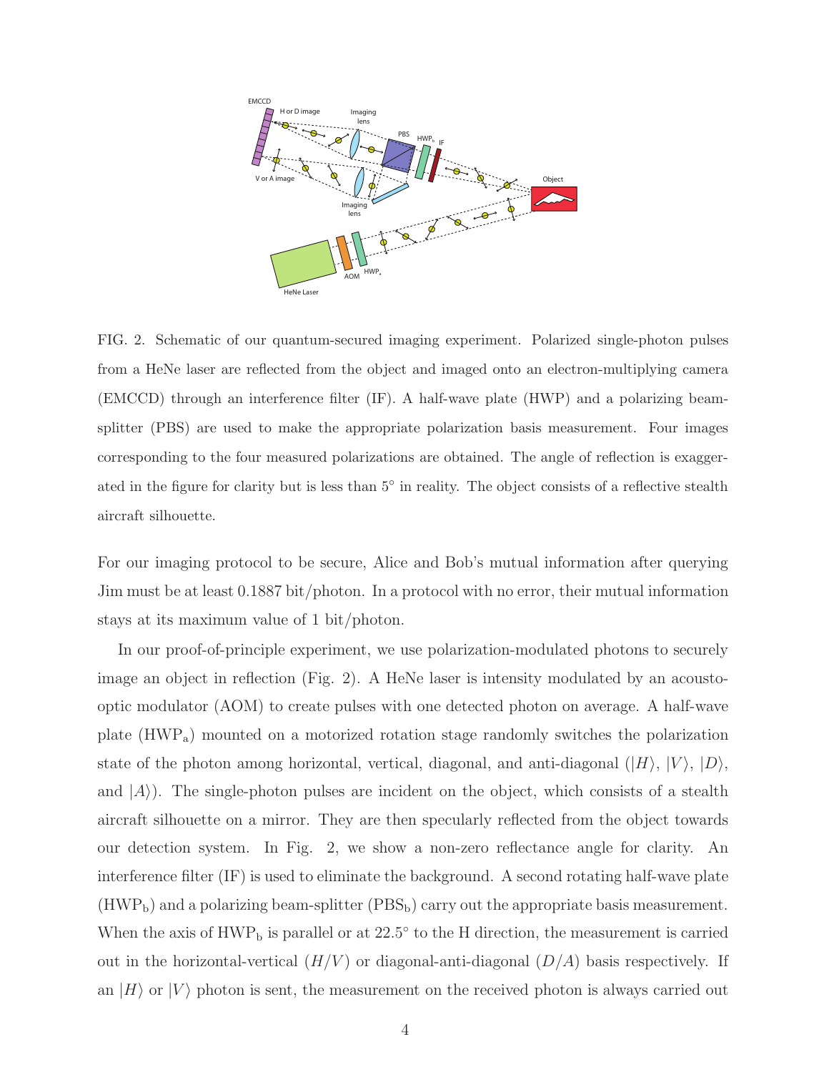FIG. 2. Schematic of our quantum-secured imaging experiment. Polarized single-photon pulses from a HeNe laser are reflected from the object and imaged onto an electron-multiplying camera (EMCCD) through an interference filter (IF). A half-wave plate (HWP) and a polarizing beam-splitter (PBS) are used to make the appropriate polarization basis measurement. Four images corresponding to the four measured polarizations are obtained. The angle of reflection is exaggerated in the figure for clarity but is less than 5° in reality. The object consists of a reflective stealth aircraft silhouette.

For our imaging protocol to be secure, Alice and Bob's mutual information after querying Jim must be at least 0.1887 bit/photon. In a protocol with no error, their mutual information stays at its maximum value of 1 bit/photon.

In our proof-of-principle experiment, we use polarization-modulated photons to securely image an object in reflection (Fig. 2). A HeNe laser is intensity modulated by an acousto-optic modulator (AOM) to create pulses with one detected photon on average. A half-wave plate ($\mathrm{HWP_a}$) mounted on a motorized rotation stage randomly switches the polarization state of the photon among horizontal, vertical, diagonal, and anti-diagonal ($|H\rangle$, $|V\rangle$, $|D\rangle$, and $|A\rangle$). The single-photon pulses are incident on the object, which consists of a stealth aircraft silhouette on a mirror. They are then specularly reflected from the object towards our detection system. In Fig. 2, we show a non-zero reflectance angle for clarity. An interference filter (IF) is used to eliminate the background. A second rotating half-wave plate ($\mathrm{HWP_b}$) and a polarizing beam-splitter ($\mathrm{PBS_b}$) carry out the appropriate basis measurement. When the axis of $\mathrm{HWP_b}$ is parallel or at 22.5° to the H direction, the measurement is carried out in the horizontal-vertical ($H/V$) or diagonal-anti-diagonal ($D/A$) basis respectively. If an $|H\rangle$ or $|V\rangle$ photon is sent, the measurement on the received photon is always carried out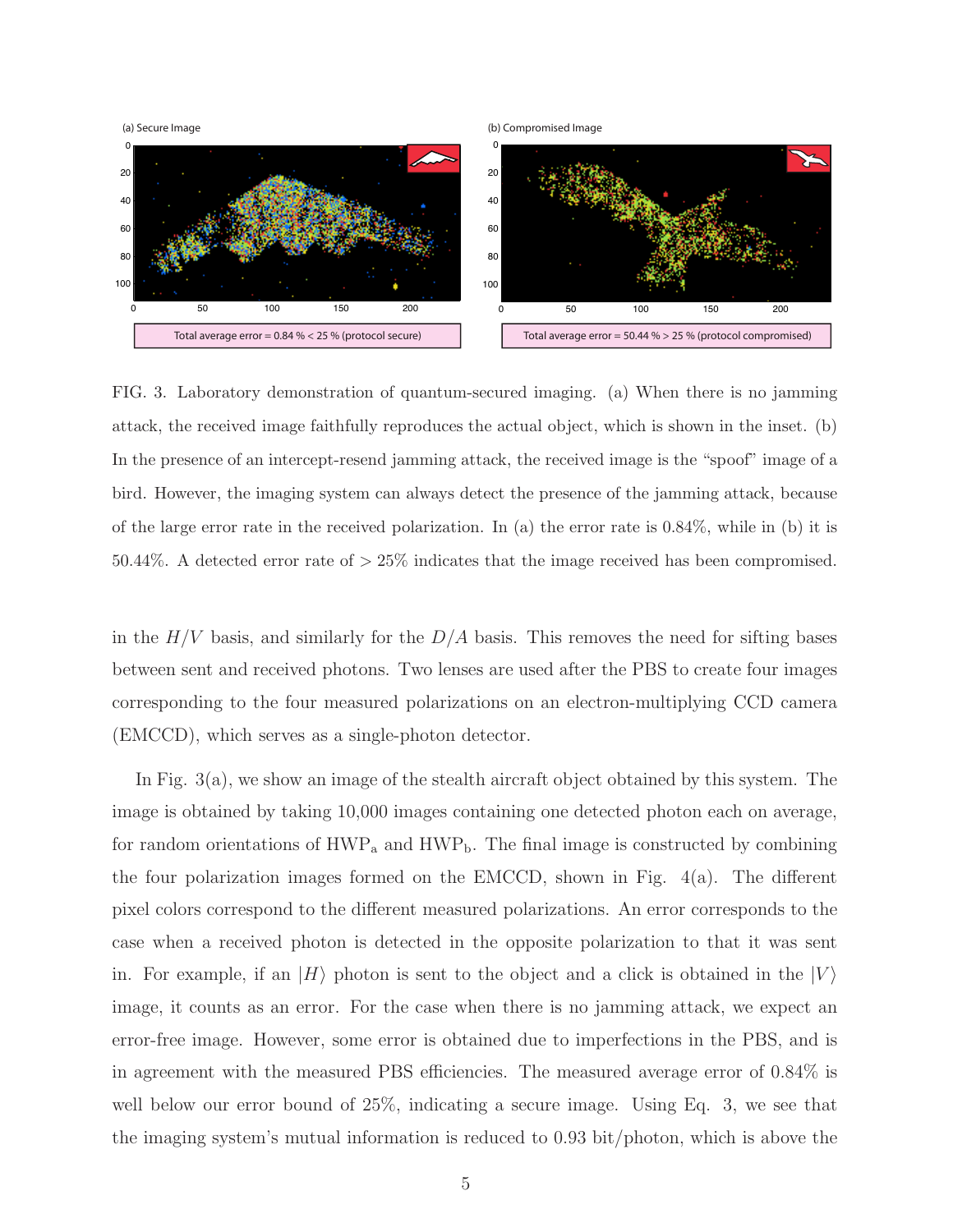(a) Secure Image

Total average error = 0.84 % < 25 % (protocol secure)

(b) Compromised Image

Total average error = 50.44 % > 25 % (protocol compromised)

FIG. 3. Laboratory demonstration of quantum-secured imaging. (a) When there is no jamming attack, the received image faithfully reproduces the actual object, which is shown in the inset. (b) In the presence of an intercept-resend jamming attack, the received image is the "spoof" image of a bird. However, the imaging system can always detect the presence of the jamming attack, because of the large error rate in the received polarization. In (a) the error rate is 0.84%, while in (b) it is 50.44%. A detected error rate of > 25% indicates that the image received has been compromised.

in the $H/V$ basis, and similarly for the $D/A$ basis. This removes the need for sifting bases between sent and received photons. Two lenses are used after the PBS to create four images corresponding to the four measured polarizations on an electron-multiplying CCD camera (EMCCD), which serves as a single-photon detector.

In Fig. 3(a), we show an image of the stealth aircraft object obtained by this system. The image is obtained by taking 10,000 images containing one detected photon each on average, for random orientations of $\text{HWP}_\text{a}$ and $\text{HWP}_\text{b}$. The final image is constructed by combining the four polarization images formed on the EMCCD, shown in Fig. 4(a). The different pixel colors correspond to the different measured polarizations. An error corresponds to the case when a received photon is detected in the opposite polarization to that it was sent in. For example, if an $|H\rangle$ photon is sent to the object and a click is obtained in the $|V\rangle$ image, it counts as an error. For the case when there is no jamming attack, we expect an error-free image. However, some error is obtained due to imperfections in the PBS, and is in agreement with the measured PBS efficiencies. The measured average error of 0.84% is well below our error bound of 25%, indicating a secure image. Using Eq. 3, we see that the imaging system's mutual information is reduced to 0.93 bit/photon, which is above the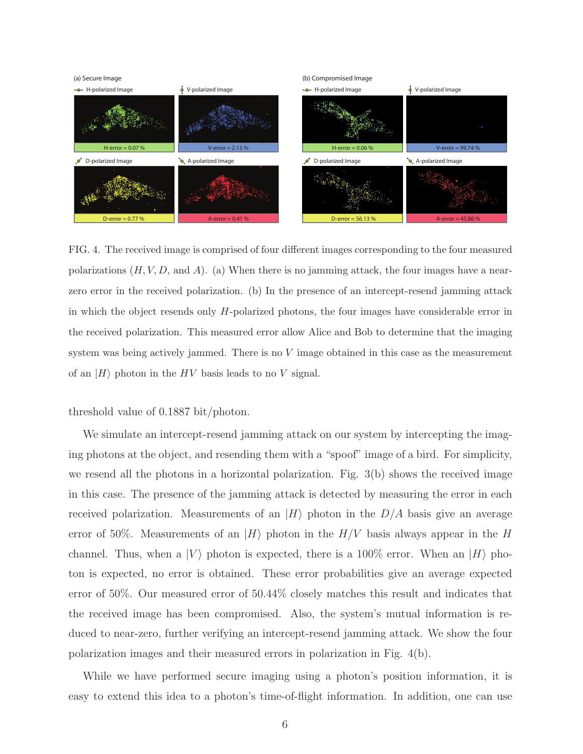FIG. 4. The received image is comprised of four different images corresponding to the four measured polarizations ($H, V, D$, and $A$). (a) When there is no jamming attack, the four images have a near-zero error in the received polarization. (b) In the presence of an intercept-resend jamming attack in which the object resends only $H$-polarized photons, the four images have considerable error in the received polarization. This measured error allow Alice and Bob to determine that the imaging system was being actively jammed. There is no $V$ image obtained in this case as the measurement of an $|H\rangle$ photon in the $HV$ basis leads to no $V$ signal.

threshold value of 0.1887 bit/photon.

We simulate an intercept-resend jamming attack on our system by intercepting the imaging photons at the object, and resending them with a "spoof" image of a bird. For simplicity, we resend all the photons in a horizontal polarization. Fig. 3(b) shows the received image in this case. The presence of the jamming attack is detected by measuring the error in each received polarization. Measurements of an $|H\rangle$ photon in the $D/A$ basis give an average error of 50%. Measurements of an $|H\rangle$ photon in the $H/V$ basis always appear in the $H$ channel. Thus, when a $|V\rangle$ photon is expected, there is a 100% error. When an $|H\rangle$ photon is expected, no error is obtained. These error probabilities give an average expected error of 50%. Our measured error of 50.44% closely matches this result and indicates that the received image has been compromised. Also, the system's mutual information is reduced to near-zero, further verifying an intercept-resend jamming attack. We show the four polarization images and their measured errors in polarization in Fig. 4(b).

While we have performed secure imaging using a photon's position information, it is easy to extend this idea to a photon's time-of-flight information. In addition, one can use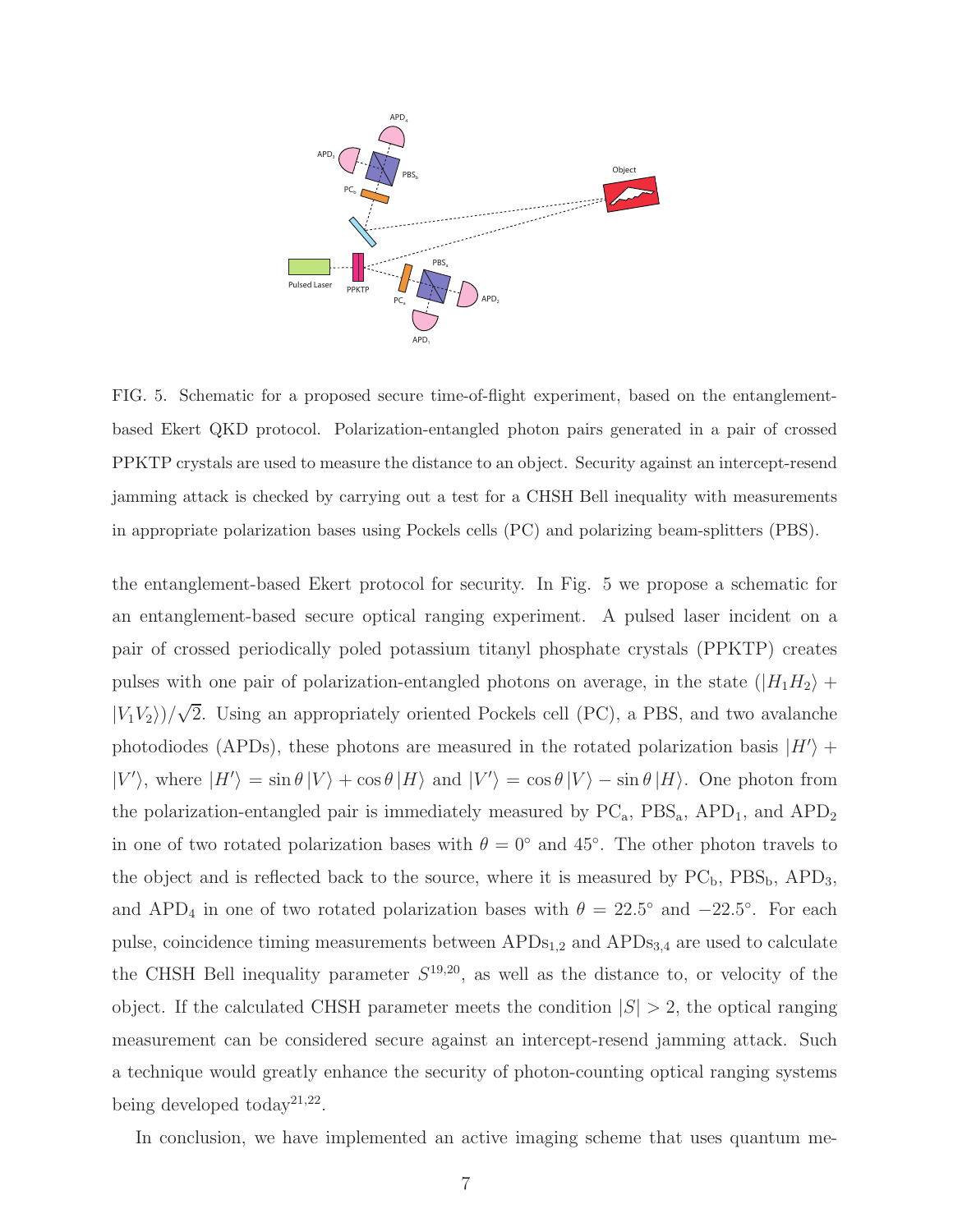FIG. 5. Schematic for a proposed secure time-of-flight experiment, based on the entanglement-based Ekert QKD protocol. Polarization-entangled photon pairs generated in a pair of crossed PPKTP crystals are used to measure the distance to an object. Security against an intercept-resend jamming attack is checked by carrying out a test for a CHSH Bell inequality with measurements in appropriate polarization bases using Pockels cells (PC) and polarizing beam-splitters (PBS).

the entanglement-based Ekert protocol for security. In Fig. 5 we propose a schematic for an entanglement-based secure optical ranging experiment. A pulsed laser incident on a pair of crossed periodically poled potassium titanyl phosphate crystals (PPKTP) creates pulses with one pair of polarization-entangled photons on average, in the state $(|H_1H_2\rangle + |V_1V_2\rangle)/\sqrt{2}$. Using an appropriately oriented Pockels cell (PC), a PBS, and two avalanche photodiodes (APDs), these photons are measured in the rotated polarization basis $|H'\rangle + |V'\rangle$, where $|H'\rangle = \sin\theta\,|V\rangle + \cos\theta\,|H\rangle$ and $|V'\rangle = \cos\theta\,|V\rangle - \sin\theta\,|H\rangle$. One photon from the polarization-entangled pair is immediately measured by $\text{PC}_\text{a}$, $\text{PBS}_\text{a}$, $\text{APD}_1$, and $\text{APD}_2$ in one of two rotated polarization bases with $\theta = 0^\circ$ and $45^\circ$. The other photon travels to the object and is reflected back to the source, where it is measured by $\text{PC}_\text{b}$, $\text{PBS}_\text{b}$, $\text{APD}_3$, and $\text{APD}_4$ in one of two rotated polarization bases with $\theta = 22.5^\circ$ and $-22.5^\circ$. For each pulse, coincidence timing measurements between $\text{APDs}_{1,2}$ and $\text{APDs}_{3,4}$ are used to calculate the CHSH Bell inequality parameter $S$[19,20], as well as the distance to, or velocity of the object. If the calculated CHSH parameter meets the condition $|S| > 2$, the optical ranging measurement can be considered secure against an intercept-resend jamming attack. Such a technique would greatly enhance the security of photon-counting optical ranging systems being developed today[21,22].

In conclusion, we have implemented an active imaging scheme that uses quantum me-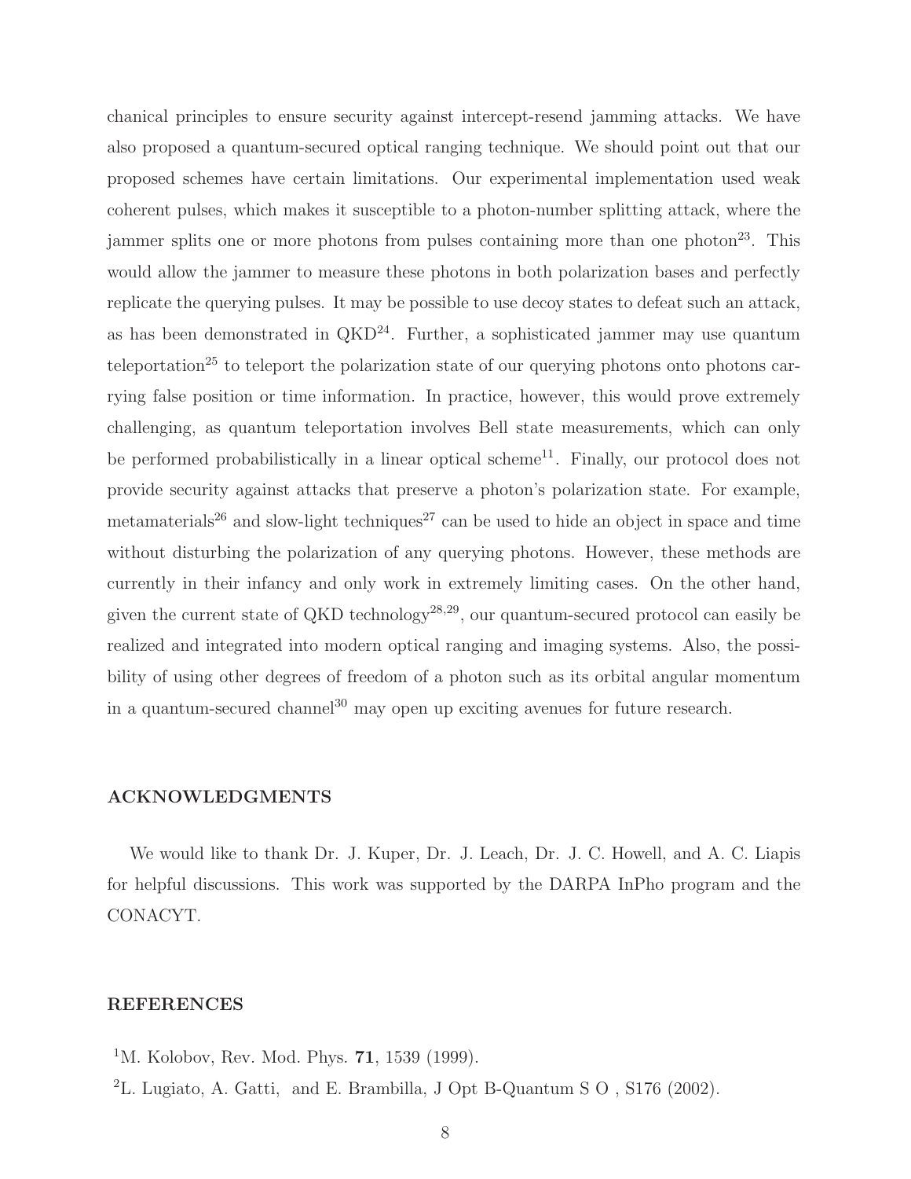chanical principles to ensure security against intercept-resend jamming attacks. We have also proposed a quantum-secured optical ranging technique. We should point out that our proposed schemes have certain limitations. Our experimental implementation used weak coherent pulses, which makes it susceptible to a photon-number splitting attack, where the jammer splits one or more photons from pulses containing more than one photon[23]. This would allow the jammer to measure these photons in both polarization bases and perfectly replicate the querying pulses. It may be possible to use decoy states to defeat such an attack, as has been demonstrated in QKD[24]. Further, a sophisticated jammer may use quantum teleportation[25] to teleport the polarization state of our querying photons onto photons carrying false position or time information. In practice, however, this would prove extremely challenging, as quantum teleportation involves Bell state measurements, which can only be performed probabilistically in a linear optical scheme[11]. Finally, our protocol does not provide security against attacks that preserve a photon's polarization state. For example, metamaterials[26] and slow-light techniques[27] can be used to hide an object in space and time without disturbing the polarization of any querying photons. However, these methods are currently in their infancy and only work in extremely limiting cases. On the other hand, given the current state of QKD technology[28,29], our quantum-secured protocol can easily be realized and integrated into modern optical ranging and imaging systems. Also, the possibility of using other degrees of freedom of a photon such as its orbital angular momentum in a quantum-secured channel[30] may open up exciting avenues for future research.

## ACKNOWLEDGMENTS

We would like to thank Dr. J. Kuper, Dr. J. Leach, Dr. J. C. Howell, and A. C. Liapis for helpful discussions. This work was supported by the DARPA InPho program and the CONACYT.

## REFERENCES

[1] M. Kolobov, Rev. Mod. Phys. **71**, 1539 (1999).

[2] L. Lugiato, A. Gatti, and E. Brambilla, J Opt B-Quantum S O , S176 (2002).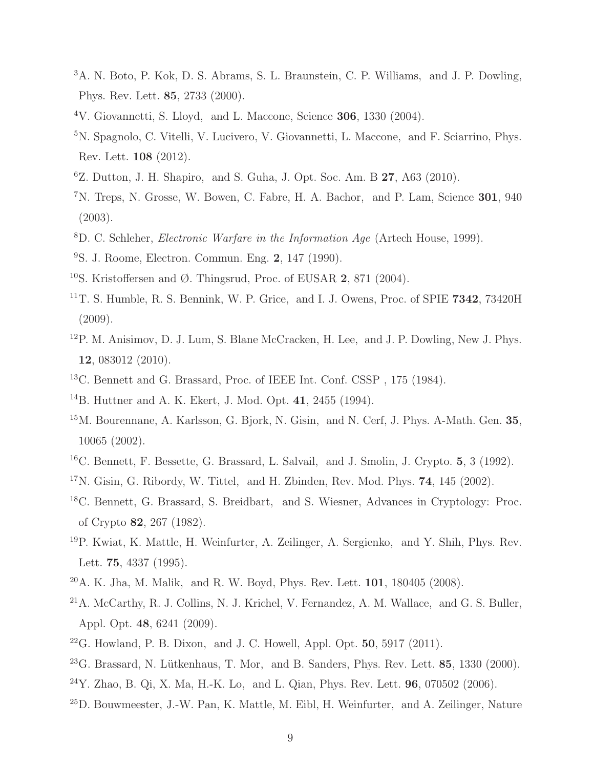[3] A. N. Boto, P. Kok, D. S. Abrams, S. L. Braunstein, C. P. Williams, and J. P. Dowling, Phys. Rev. Lett. **85**, 2733 (2000).

[4] V. Giovannetti, S. Lloyd, and L. Maccone, Science **306**, 1330 (2004).

[5] N. Spagnolo, C. Vitelli, V. Lucivero, V. Giovannetti, L. Maccone, and F. Sciarrino, Phys. Rev. Lett. **108** (2012).

[6] Z. Dutton, J. H. Shapiro, and S. Guha, J. Opt. Soc. Am. B **27**, A63 (2010).

[7] N. Treps, N. Grosse, W. Bowen, C. Fabre, H. A. Bachor, and P. Lam, Science **301**, 940 (2003).

[8] D. C. Schleher, *Electronic Warfare in the Information Age* (Artech House, 1999).

[9] S. J. Roome, Electron. Commun. Eng. **2**, 147 (1990).

[10] S. Kristoffersen and Ø. Thingsrud, Proc. of EUSAR **2**, 871 (2004).

[11] T. S. Humble, R. S. Bennink, W. P. Grice, and I. J. Owens, Proc. of SPIE **7342**, 73420H (2009).

[12] P. M. Anisimov, D. J. Lum, S. Blane McCracken, H. Lee, and J. P. Dowling, New J. Phys. **12**, 083012 (2010).

[13] C. Bennett and G. Brassard, Proc. of IEEE Int. Conf. CSSP , 175 (1984).

[14] B. Huttner and A. K. Ekert, J. Mod. Opt. **41**, 2455 (1994).

[15] M. Bourennane, A. Karlsson, G. Bjork, N. Gisin, and N. Cerf, J. Phys. A-Math. Gen. **35**, 10065 (2002).

[16] C. Bennett, F. Bessette, G. Brassard, L. Salvail, and J. Smolin, J. Crypto. **5**, 3 (1992).

[17] N. Gisin, G. Ribordy, W. Tittel, and H. Zbinden, Rev. Mod. Phys. **74**, 145 (2002).

[18] C. Bennett, G. Brassard, S. Breidbart, and S. Wiesner, Advances in Cryptology: Proc. of Crypto **82**, 267 (1982).

[19] P. Kwiat, K. Mattle, H. Weinfurter, A. Zeilinger, A. Sergienko, and Y. Shih, Phys. Rev. Lett. **75**, 4337 (1995).

[20] A. K. Jha, M. Malik, and R. W. Boyd, Phys. Rev. Lett. **101**, 180405 (2008).

[21] A. McCarthy, R. J. Collins, N. J. Krichel, V. Fernandez, A. M. Wallace, and G. S. Buller, Appl. Opt. **48**, 6241 (2009).

[22] G. Howland, P. B. Dixon, and J. C. Howell, Appl. Opt. **50**, 5917 (2011).

[23] G. Brassard, N. Lütkenhaus, T. Mor, and B. Sanders, Phys. Rev. Lett. **85**, 1330 (2000).

[24] Y. Zhao, B. Qi, X. Ma, H.-K. Lo, and L. Qian, Phys. Rev. Lett. **96**, 070502 (2006).

[25] D. Bouwmeester, J.-W. Pan, K. Mattle, M. Eibl, H. Weinfurter, and A. Zeilinger, Nature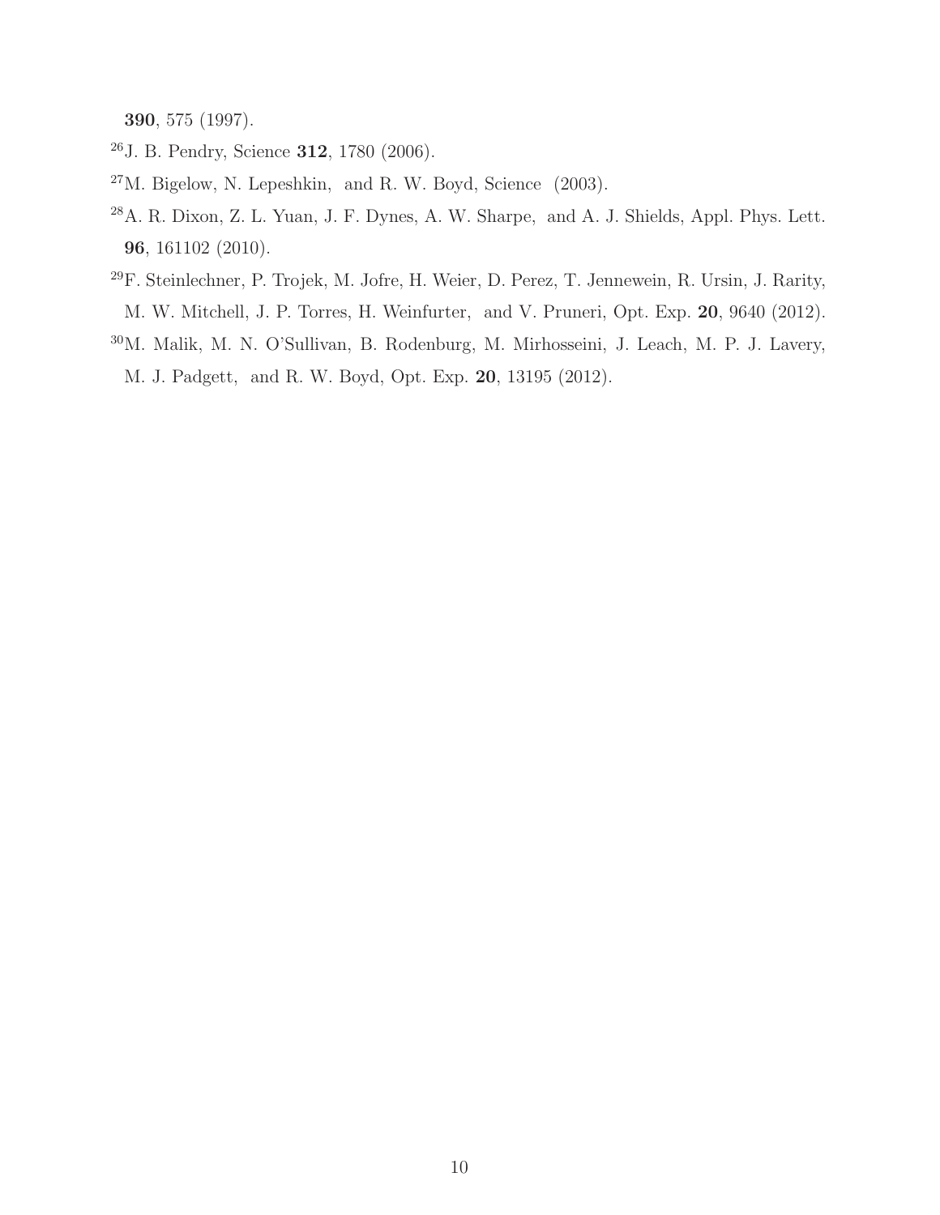**390**, 575 (1997).

[26] J. B. Pendry, Science **312**, 1780 (2006).

[27] M. Bigelow, N. Lepeshkin, and R. W. Boyd, Science (2003).

[28] A. R. Dixon, Z. L. Yuan, J. F. Dynes, A. W. Sharpe, and A. J. Shields, Appl. Phys. Lett. **96**, 161102 (2010).

[29] F. Steinlechner, P. Trojek, M. Jofre, H. Weier, D. Perez, T. Jennewein, R. Ursin, J. Rarity, M. W. Mitchell, J. P. Torres, H. Weinfurter, and V. Pruneri, Opt. Exp. **20**, 9640 (2012).

[30] M. Malik, M. N. O'Sullivan, B. Rodenburg, M. Mirhosseini, J. Leach, M. P. J. Lavery, M. J. Padgett, and R. W. Boyd, Opt. Exp. **20**, 13195 (2012).